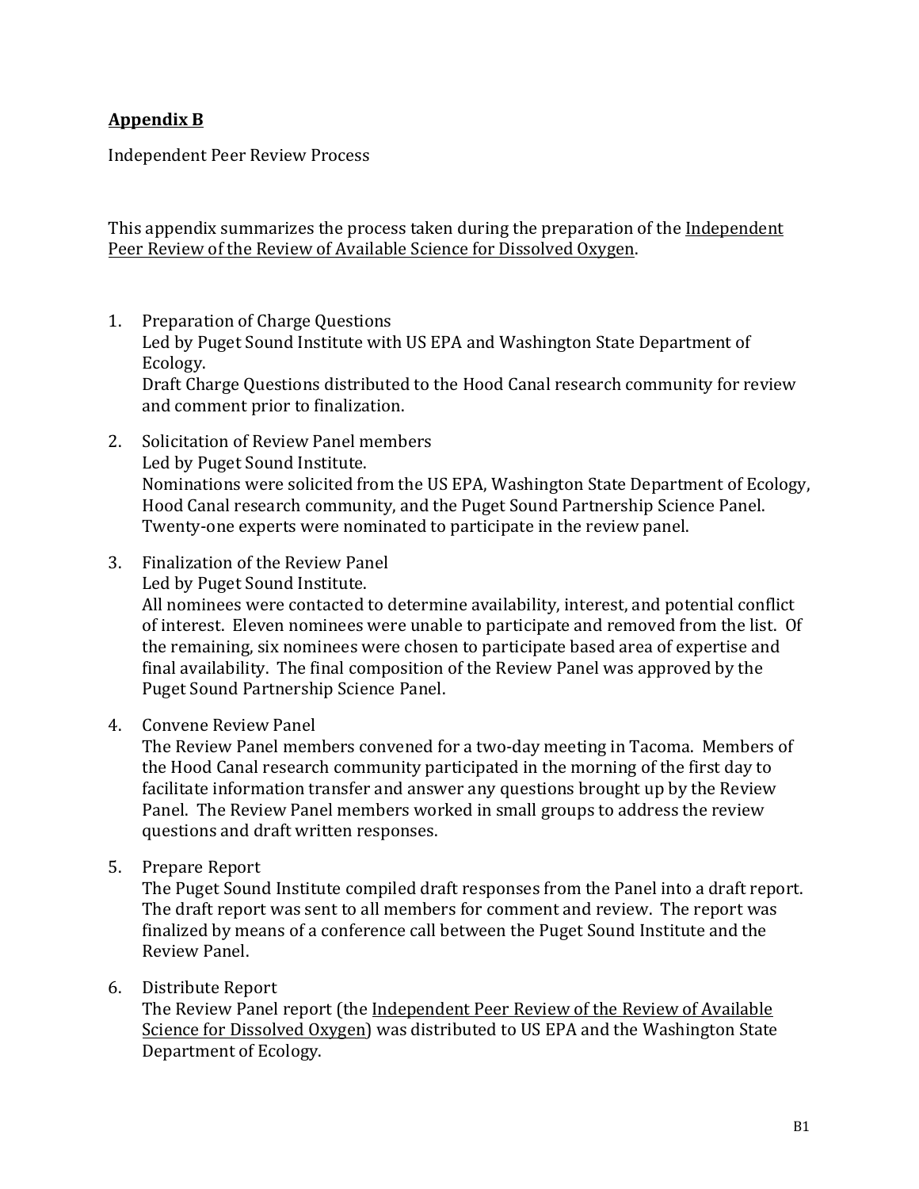## Appendix B

Independent Peer Review Process

This appendix summarizes the process taken during the preparation of the Independent Peer Review of the Review of Available Science for Dissolved Oxygen.

1. Preparation of Charge Questions
   Led by Puget Sound Institute with US EPA and Washington State Department of Ecology.
   Draft Charge Questions distributed to the Hood Canal research community for review and comment prior to finalization.

2. Solicitation of Review Panel members
   Led by Puget Sound Institute.
   Nominations were solicited from the US EPA, Washington State Department of Ecology, Hood Canal research community, and the Puget Sound Partnership Science Panel. Twenty-one experts were nominated to participate in the review panel.

3. Finalization of the Review Panel
   Led by Puget Sound Institute.
   All nominees were contacted to determine availability, interest, and potential conflict of interest. Eleven nominees were unable to participate and removed from the list. Of the remaining, six nominees were chosen to participate based area of expertise and final availability. The final composition of the Review Panel was approved by the Puget Sound Partnership Science Panel.

4. Convene Review Panel
   The Review Panel members convened for a two-day meeting in Tacoma. Members of the Hood Canal research community participated in the morning of the first day to facilitate information transfer and answer any questions brought up by the Review Panel. The Review Panel members worked in small groups to address the review questions and draft written responses.

5. Prepare Report
   The Puget Sound Institute compiled draft responses from the Panel into a draft report. The draft report was sent to all members for comment and review. The report was finalized by means of a conference call between the Puget Sound Institute and the Review Panel.

6. Distribute Report
   The Review Panel report (the Independent Peer Review of the Review of Available Science for Dissolved Oxygen) was distributed to US EPA and the Washington State Department of Ecology.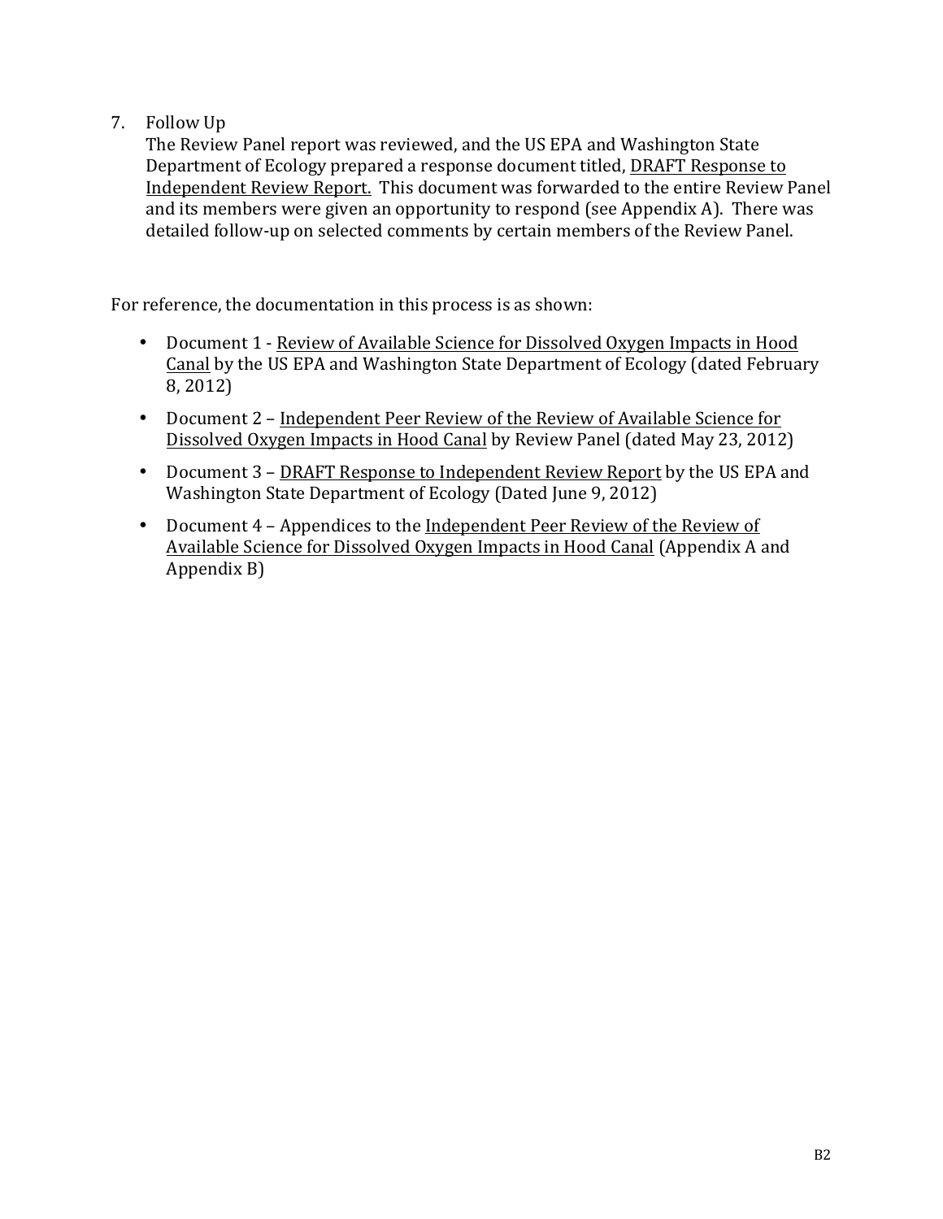7. Follow Up

   The Review Panel report was reviewed, and the US EPA and Washington State Department of Ecology prepared a response document titled, DRAFT Response to Independent Review Report. This document was forwarded to the entire Review Panel and its members were given an opportunity to respond (see Appendix A). There was detailed follow-up on selected comments by certain members of the Review Panel.

For reference, the documentation in this process is as shown:

- Document 1 - Review of Available Science for Dissolved Oxygen Impacts in Hood Canal by the US EPA and Washington State Department of Ecology (dated February 8, 2012)
- Document 2 – Independent Peer Review of the Review of Available Science for Dissolved Oxygen Impacts in Hood Canal by Review Panel (dated May 23, 2012)
- Document 3 – DRAFT Response to Independent Review Report by the US EPA and Washington State Department of Ecology (Dated June 9, 2012)
- Document 4 – Appendices to the Independent Peer Review of the Review of Available Science for Dissolved Oxygen Impacts in Hood Canal (Appendix A and Appendix B)